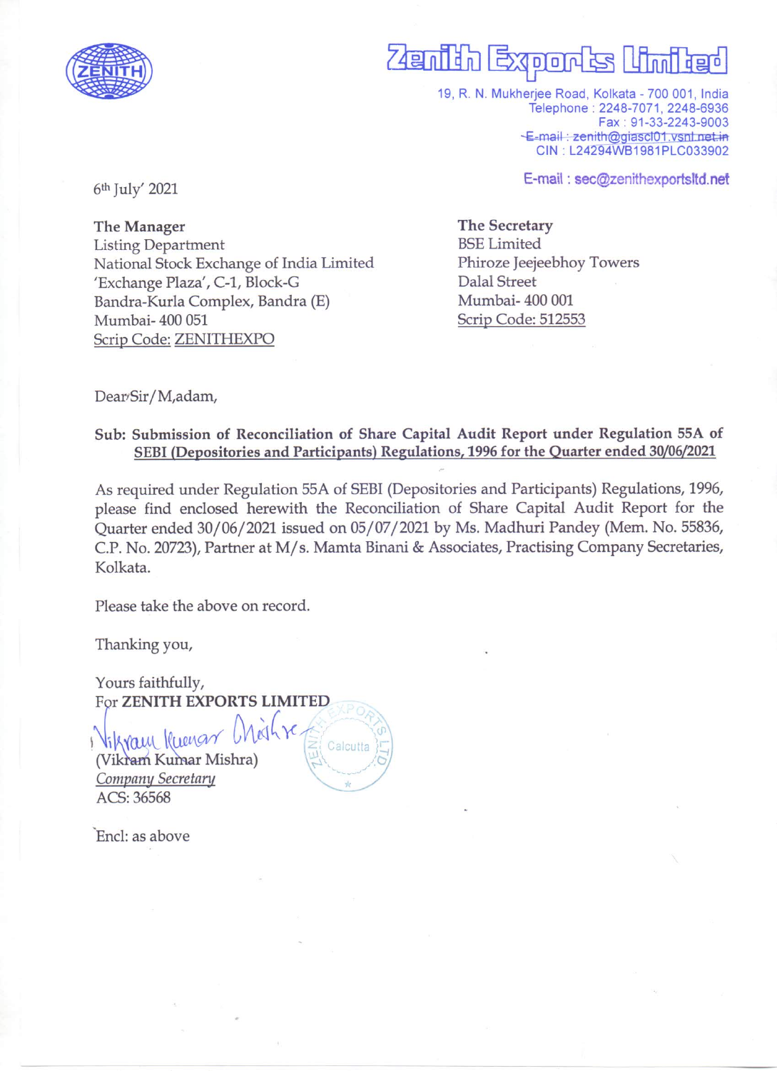# Zenith Exports Limited

19, R. N. Mukherjee Road, Kolkata - 700 001, India
Telephone : 2248-7071, 2248-6936
Fax : 91-33-2243-9003
~~E-mail : zenith@giascl01.vsnl.net.in~~
CIN : L24294WB1981PLC033902

E-mail : sec@zenithexportsltd.net

6th July' 2021

**The Manager**
Listing Department
National Stock Exchange of India Limited
'Exchange Plaza', C-1, Block-G
Bandra-Kurla Complex, Bandra (E)
Mumbai- 400 051
Scrip Code: ZENITHEXPO

**The Secretary**
BSE Limited
Phiroze Jeejeebhoy Towers
Dalal Street
Mumbai- 400 001
Scrip Code: 512553

Dear Sir/Madam,

**Sub: Submission of Reconciliation of Share Capital Audit Report under Regulation 55A of SEBI (Depositories and Participants) Regulations, 1996 for the Quarter ended 30/06/2021**

As required under Regulation 55A of SEBI (Depositories and Participants) Regulations, 1996, please find enclosed herewith the Reconciliation of Share Capital Audit Report for the Quarter ended 30/06/2021 issued on 05/07/2021 by Ms. Madhuri Pandey (Mem. No. 55836, C.P. No. 20723), Partner at M/s. Mamta Binani & Associates, Practising Company Secretaries, Kolkata.

Please take the above on record.

Thanking you,

Yours faithfully,
For **ZENITH EXPORTS LIMITED**

(Vikram Kumar Mishra)
*Company Secretary*
ACS: 36568

Encl: as above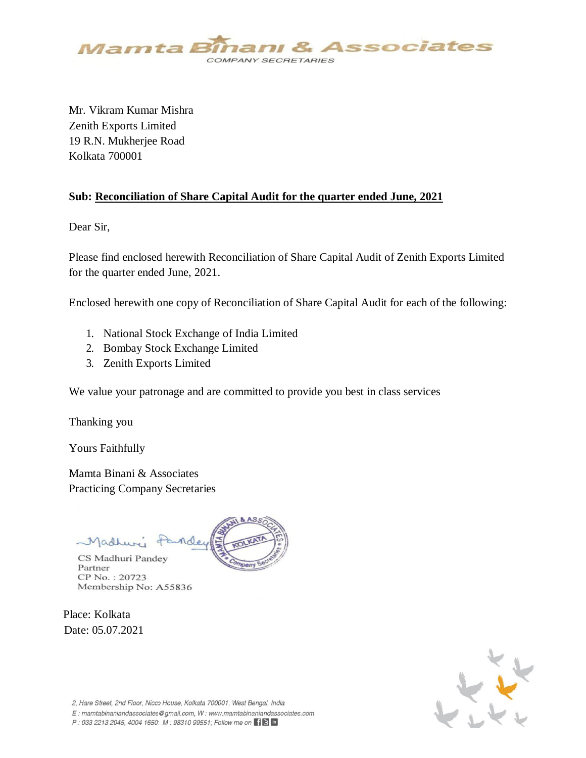Mr. Vikram Kumar Mishra
Zenith Exports Limited
19 R.N. Mukherjee Road
Kolkata 700001

**Sub: Reconciliation of Share Capital Audit for the quarter ended June, 2021**

Dear Sir,

Please find enclosed herewith Reconciliation of Share Capital Audit of Zenith Exports Limited for the quarter ended June, 2021.

Enclosed herewith one copy of Reconciliation of Share Capital Audit for each of the following:

1. National Stock Exchange of India Limited
2. Bombay Stock Exchange Limited
3. Zenith Exports Limited

We value your patronage and are committed to provide you best in class services

Thanking you

Yours Faithfully

Mamta Binani & Associates
Practicing Company Secretaries

CS Madhuri Pandey
Partner
CP No. : 20723
Membership No: A55836

Place: Kolkata
Date: 05.07.2021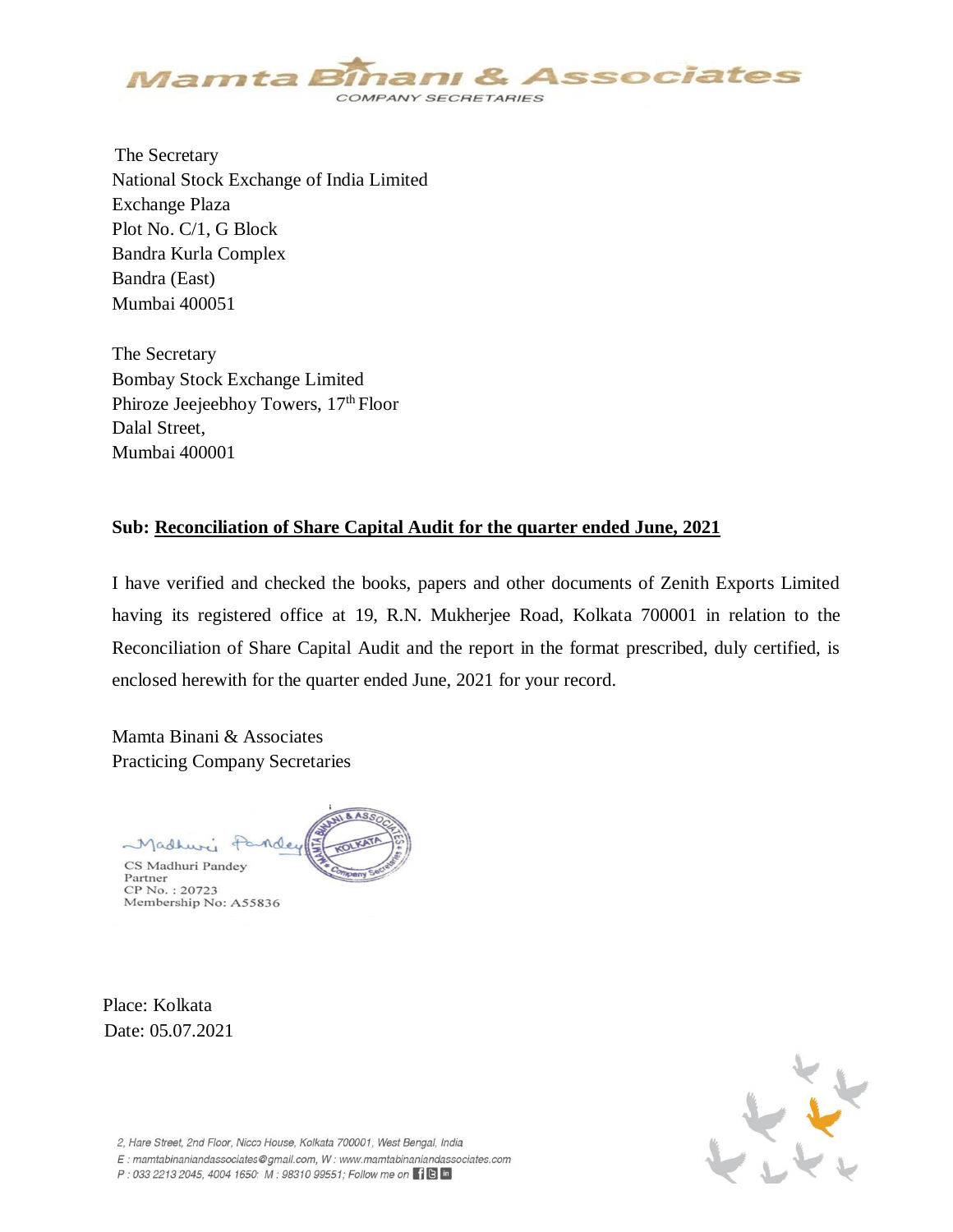Mamta Binani & Associates
COMPANY SECRETARIES

The Secretary
National Stock Exchange of India Limited
Exchange Plaza
Plot No. C/1, G Block
Bandra Kurla Complex
Bandra (East)
Mumbai 400051

The Secretary
Bombay Stock Exchange Limited
Phiroze Jeejeebhoy Towers, 17th Floor
Dalal Street,
Mumbai 400001

**Sub: Reconciliation of Share Capital Audit for the quarter ended June, 2021**

I have verified and checked the books, papers and other documents of Zenith Exports Limited having its registered office at 19, R.N. Mukherjee Road, Kolkata 700001 in relation to the Reconciliation of Share Capital Audit and the report in the format prescribed, duly certified, is enclosed herewith for the quarter ended June, 2021 for your record.

Mamta Binani & Associates
Practicing Company Secretaries

CS Madhuri Pandey
Partner
CP No. : 20723
Membership No: A55836

Place: Kolkata
Date: 05.07.2021

2, Hare Street, 2nd Floor, Nicco House, Kolkata 700001, West Bengal, India
E : mamtabinaniandassociates@gmail.com, W : www.mamtabinaniandassociates.com
P : 033 2213 2045, 4004 1650; M : 98310 99551; Follow me on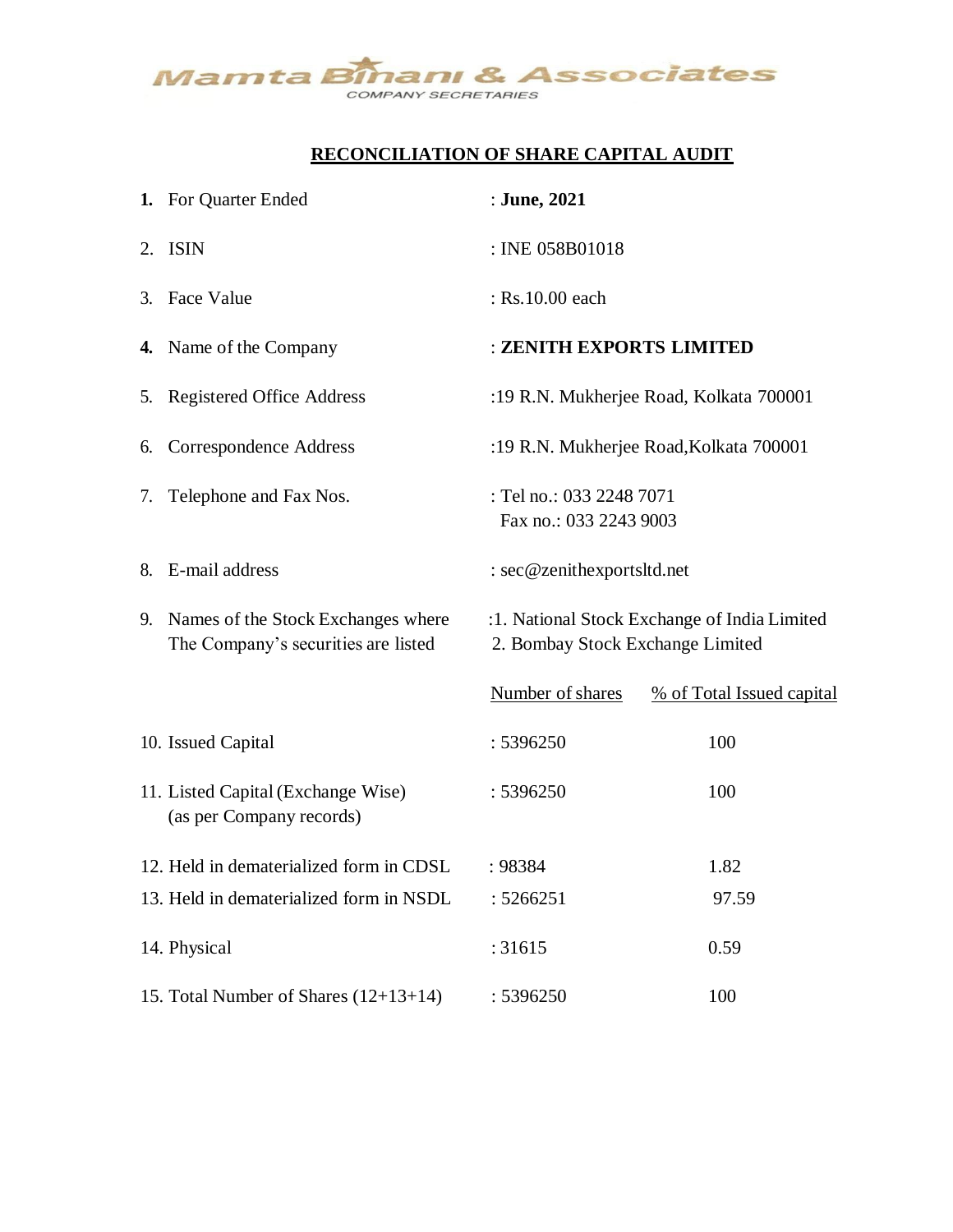Mamta Binani & Associates

COMPANY SECRETARIES

## RECONCILIATION OF SHARE CAPITAL AUDIT

| | | | |
|---|---|---|---|
| **1.** | For Quarter Ended | : **June, 2021** | |
| 2. | ISIN | : INE 058B01018 | |
| 3. | Face Value | : Rs.10.00 each | |
| **4.** | Name of the Company | : **ZENITH EXPORTS LIMITED** | |
| 5. | Registered Office Address | :19 R.N. Mukherjee Road, Kolkata 700001 | |
| 6. | Correspondence Address | :19 R.N. Mukherjee Road,Kolkata 700001 | |
| 7. | Telephone and Fax Nos. | : Tel no.: 033 2248 7071<br>Fax no.: 033 2243 9003 | |
| 8. | E-mail address | : sec@zenithexportsltd.net | |
| 9. | Names of the Stock Exchanges where The Company's securities are listed | :1. National Stock Exchange of India Limited<br>2. Bombay Stock Exchange Limited | |

| | Number of shares | % of Total Issued capital |
|---|---|---|
| 10. Issued Capital | : 5396250 | 100 |
| 11. Listed Capital (Exchange Wise) (as per Company records) | : 5396250 | 100 |
| 12. Held in dematerialized form in CDSL | : 98384 | 1.82 |
| 13. Held in dematerialized form in NSDL | : 5266251 | 97.59 |
| 14. Physical | : 31615 | 0.59 |
| 15. Total Number of Shares (12+13+14) | : 5396250 | 100 |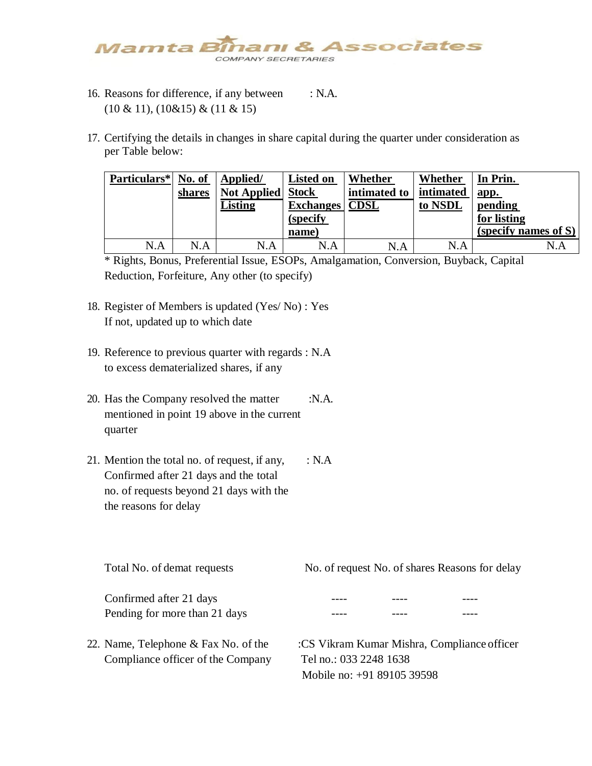16. Reasons for difference, if any between (10 & 11), (10&15) & (11 & 15) : N.A.

17. Certifying the details in changes in share capital during the quarter under consideration as per Table below:

| Particulars* | No. of shares | Applied/ Not Applied Listing | Listed on Stock Exchanges (specify name) | Whether intimated to CDSL | Whether intimated to NSDL | In Prin. app. pending for listing (specify names of S) |
|---|---|---|---|---|---|---|
| N.A | N.A | N.A | N.A | N.A | N.A | N.A |

\* Rights, Bonus, Preferential Issue, ESOPs, Amalgamation, Conversion, Buyback, Capital Reduction, Forfeiture, Any other (to specify)

18. Register of Members is updated (Yes/ No) : Yes
    If not, updated up to which date

19. Reference to previous quarter with regards to excess dematerialized shares, if any : N.A

20. Has the Company resolved the matter mentioned in point 19 above in the current quarter :N.A.

21. Mention the total no. of request, if any, Confirmed after 21 days and the total no. of requests beyond 21 days with the the reasons for delay : N.A

| Total No. of demat requests | No. of request | No. of shares | Reasons for delay |
|---|---|---|---|
| Confirmed after 21 days | ---- | ---- | ---- |
| Pending for more than 21 days | ---- | ---- | ---- |

22. Name, Telephone & Fax No. of the Compliance officer of the Company :CS Vikram Kumar Mishra, Compliance officer
    Tel no.: 033 2248 1638
    Mobile no: +91 89105 39598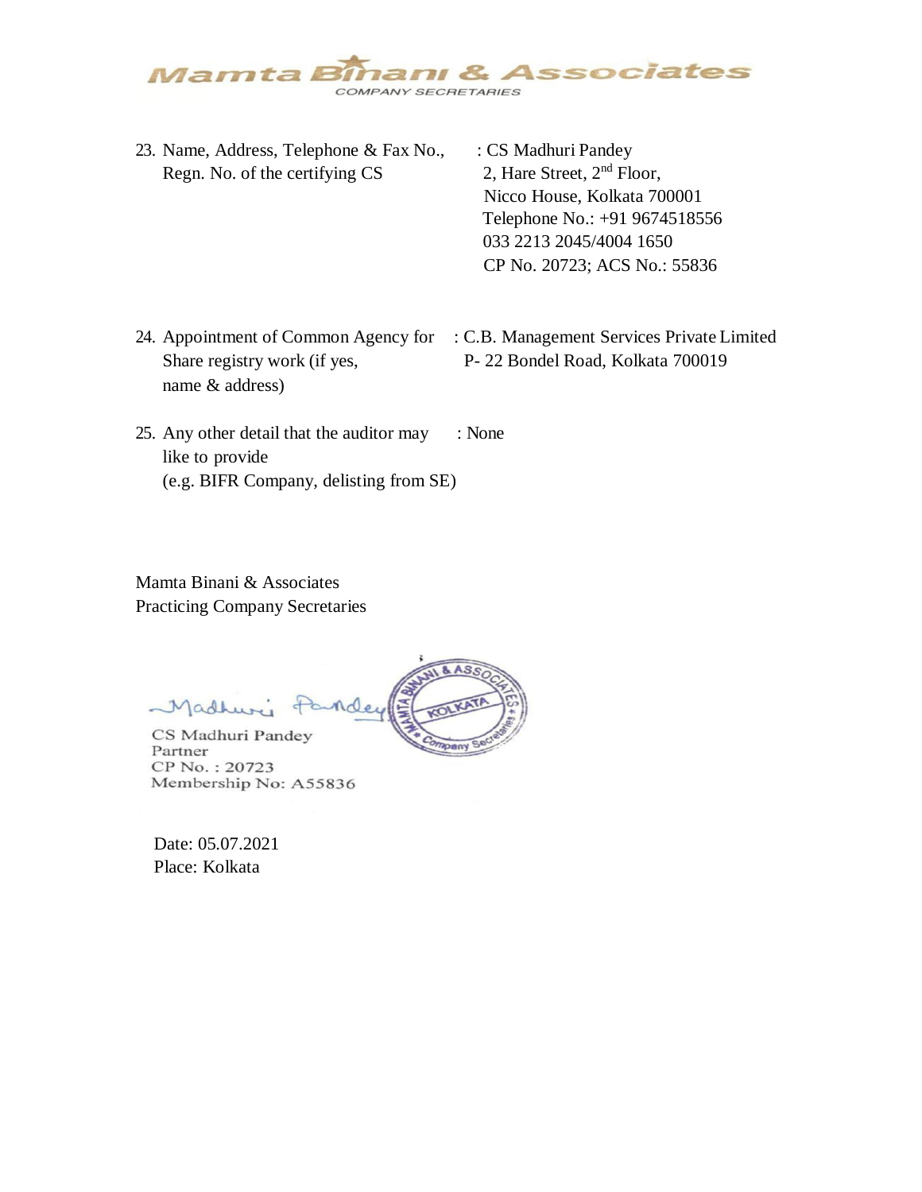23. Name, Address, Telephone & Fax No., Regn. No. of the certifying CS : CS Madhuri Pandey
    2, Hare Street, 2nd Floor,
    Nicco House, Kolkata 700001
    Telephone No.: +91 9674518556
    033 2213 2045/4004 1650
    CP No. 20723; ACS No.: 55836

24. Appointment of Common Agency for Share registry work (if yes, name & address) : C.B. Management Services Private Limited
    P- 22 Bondel Road, Kolkata 700019

25. Any other detail that the auditor may like to provide (e.g. BIFR Company, delisting from SE) : None

Mamta Binani & Associates
Practicing Company Secretaries

CS Madhuri Pandey
Partner
CP No. : 20723
Membership No: A55836

Date: 05.07.2021
Place: Kolkata